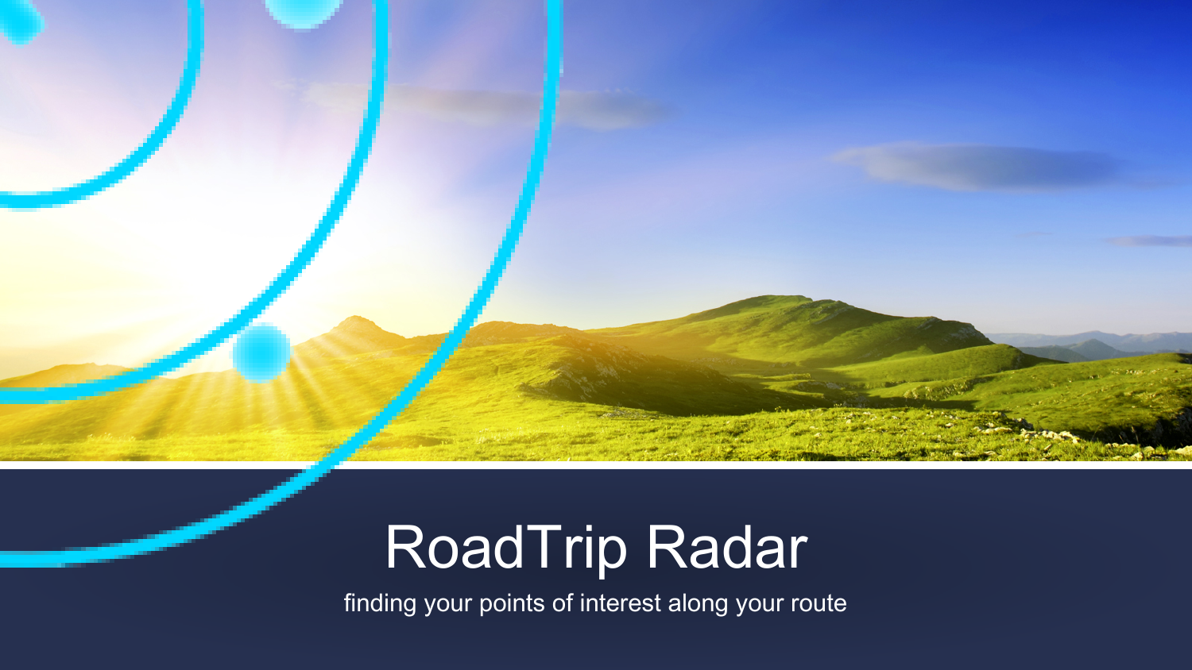# RoadTrip Radar

finding your points of interest along your route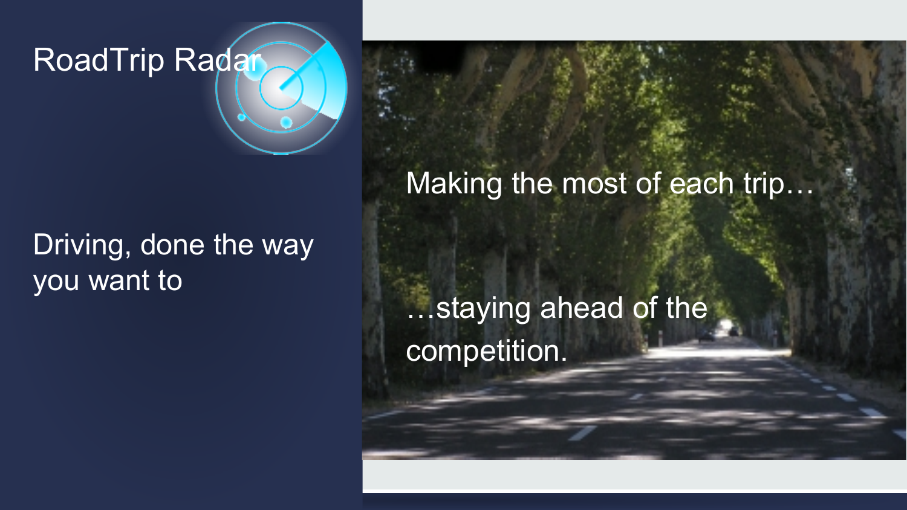# RoadTrip Radar

Driving, done the way you want to

Making the most of each trip…

…staying ahead of the competition.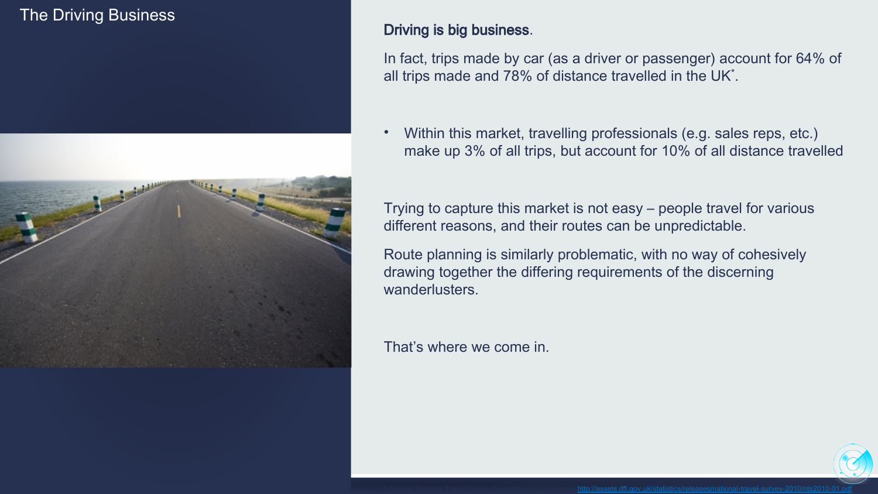# The Driving Business

**Driving is big business**.

In fact, trips made by car (as a driver or passenger) account for 64% of all trips made and 78% of distance travelled in the UK*.

- Within this market, travelling professionals (e.g. sales reps, etc.) make up 3% of all trips, but account for 10% of all distance travelled

Trying to capture this market is not easy – people travel for various different reasons, and their routes can be unpredictable.

Route planning is similarly problematic, with no way of cohesively drawing together the differing requirements of the discerning wanderlusters.

That's where we come in.

* Source: National Travel Survey, Department of Transport: http://assets.dft.gov.uk/statistics/releases/national-travel-survey-2010/nts2010-01.pdf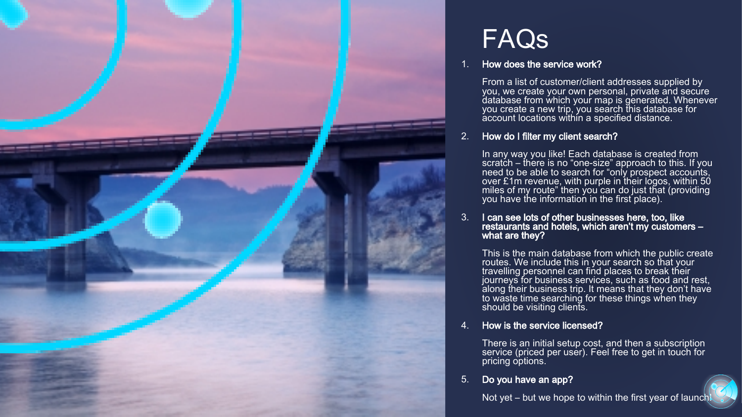# FAQs

1. **How does the service work?**

   From a list of customer/client addresses supplied by you, we create your own personal, private and secure database from which your map is generated. Whenever you create a new trip, you search this database for account locations within a specified distance.

2. **How do I filter my client search?**

   In any way you like! Each database is created from scratch – there is no "one-size" approach to this. If you need to be able to search for "only prospect accounts, over £1m revenue, with purple in their logos, within 50 miles of my route" then you can do just that (providing you have the information in the first place).

3. **I can see lots of other businesses here, too, like restaurants and hotels, which aren't my customers – what are they?**

   This is the main database from which the public create routes. We include this in your search so that your travelling personnel can find places to break their journeys for business services, such as food and rest, along their business trip. It means that they don't have to waste time searching for these things when they should be visiting clients.

4. **How is the service licensed?**

   There is an initial setup cost, and then a subscription service (priced per user). Feel free to get in touch for pricing options.

5. **Do you have an app?**

   Not yet – but we hope to within the first year of launch!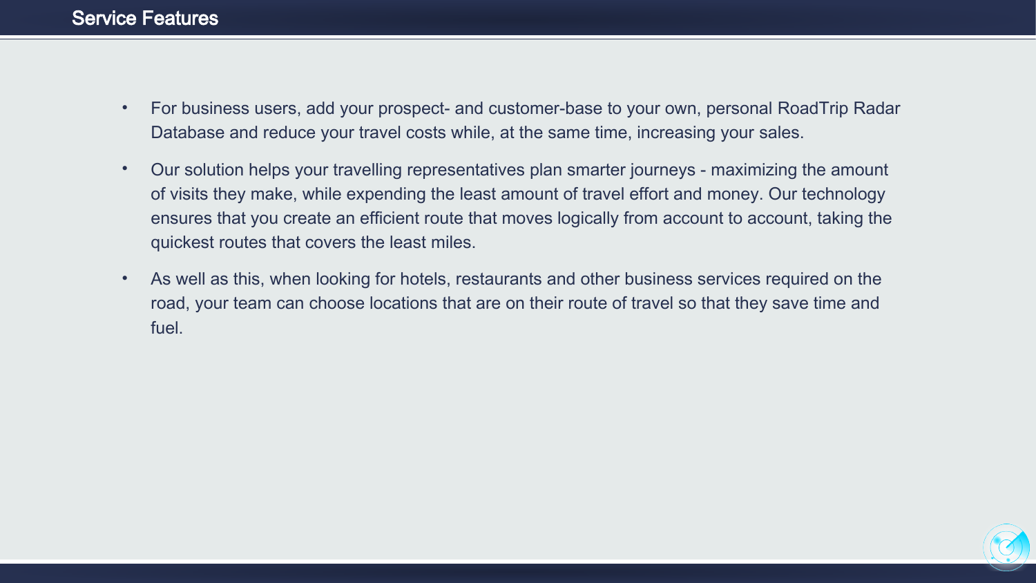# Service Features

- For business users, add your prospect- and customer-base to your own, personal RoadTrip Radar Database and reduce your travel costs while, at the same time, increasing your sales.
- Our solution helps your travelling representatives plan smarter journeys - maximizing the amount of visits they make, while expending the least amount of travel effort and money. Our technology ensures that you create an efficient route that moves logically from account to account, taking the quickest routes that covers the least miles.
- As well as this, when looking for hotels, restaurants and other business services required on the road, your team can choose locations that are on their route of travel so that they save time and fuel.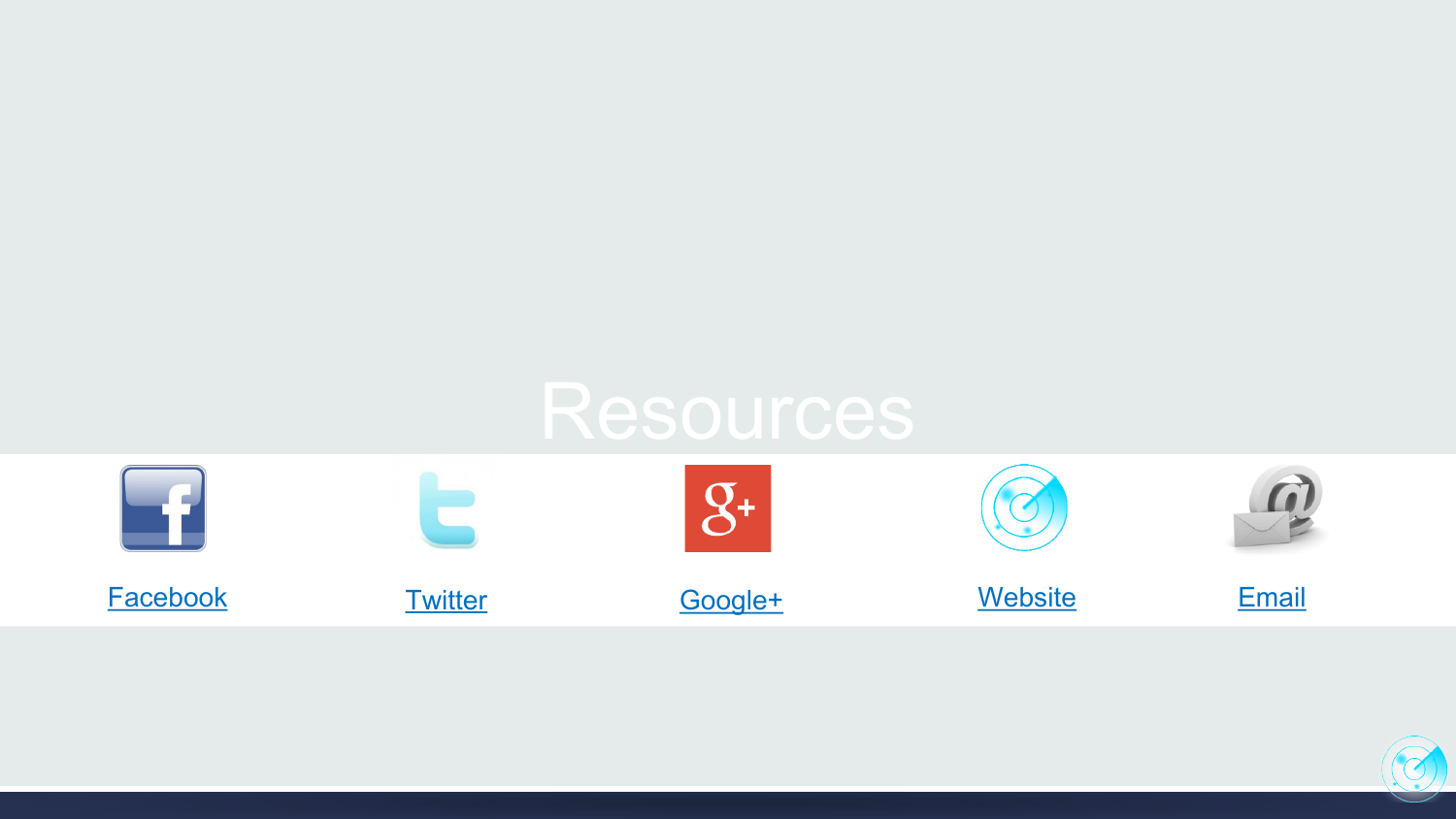# Resources

Facebook

Twitter

Google+

Website

Email